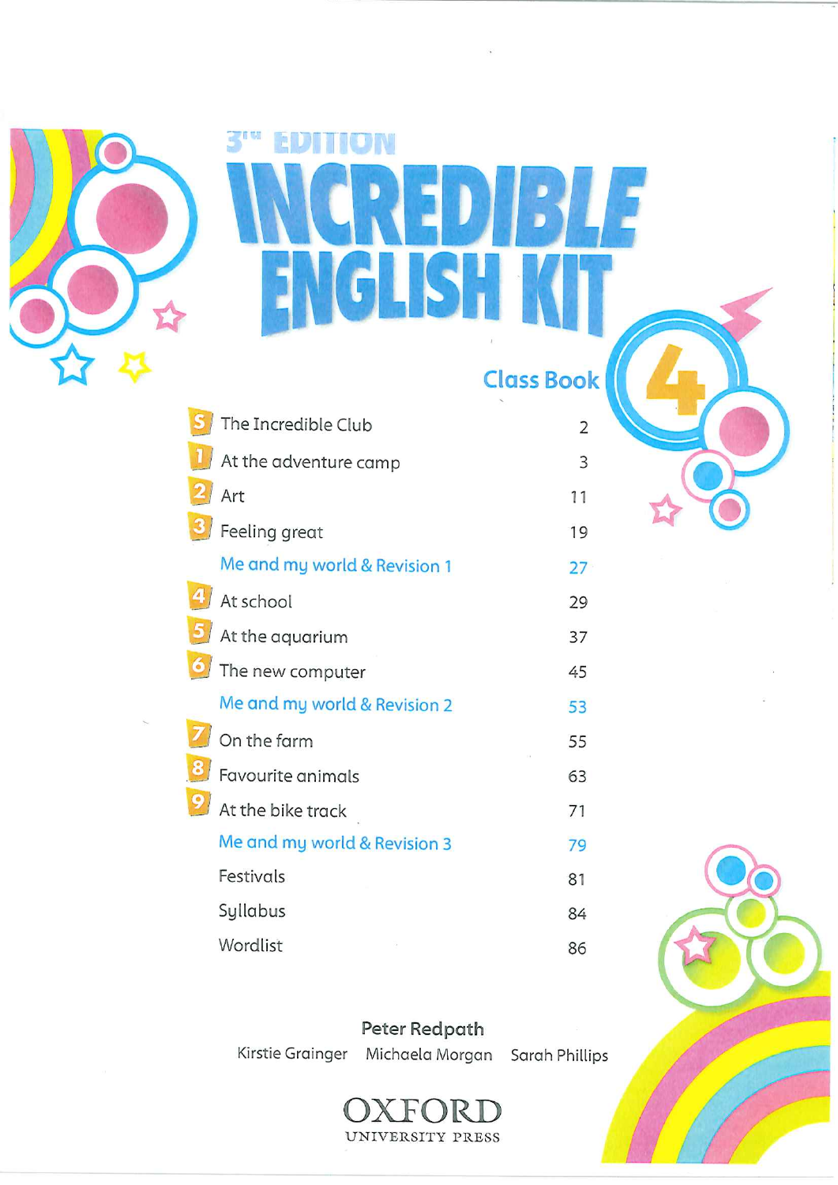3rd EDITION

# INCREDIBLE ENGLISH KIT

## Class Book 4

| | | |
|---|---|---|
| S | The Incredible Club | 2 |
| 1 | At the adventure camp | 3 |
| 2 | Art | 11 |
| 3 | Feeling great | 19 |
| | Me and my world & Revision 1 | 27 |
| 4 | At school | 29 |
| 5 | At the aquarium | 37 |
| 6 | The new computer | 45 |
| | Me and my world & Revision 2 | 53 |
| 7 | On the farm | 55 |
| 8 | Favourite animals | 63 |
| 9 | At the bike track | 71 |
| | Me and my world & Revision 3 | 79 |
| | Festivals | 81 |
| | Syllabus | 84 |
| | Wordlist | 86 |

**Peter Redpath**

Kirstie Grainger Michaela Morgan Sarah Phillips

OXFORD
UNIVERSITY PRESS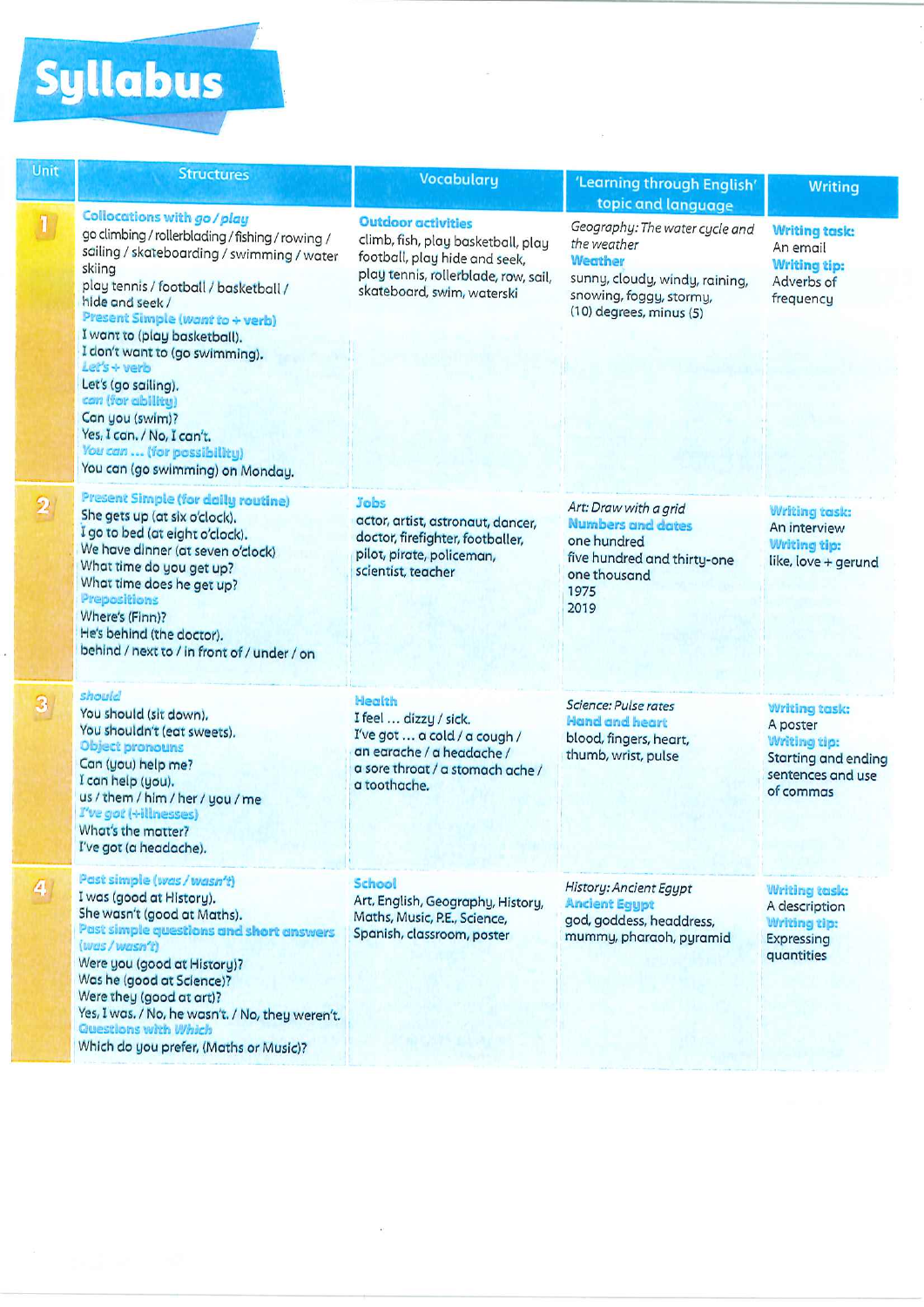# Syllabus

| Unit | Structures | Vocabulary | 'Learning through English' topic and language | Writing |
|---|---|---|---|---|
| 1 | **Collocations with *go / play***<br>go climbing / rollerblading / fishing / rowing / sailing / skateboarding / swimming / water skiing<br>play tennis / football / basketball / hide and seek /<br>**Present Simple (*want to* + verb)**<br>I want to (play basketball).<br>I don't want to (go swimming).<br>***Let's* + verb**<br>Let's (go sailing).<br>***can* (for ability)**<br>Can you (swim)?<br>Yes, I can. / No, I can't.<br>***You can* ... (for possibility)**<br>You can (go swimming) on Monday. | **Outdoor activities**<br>climb, fish, play basketball, play football, play hide and seek, play tennis, rollerblade, row, sail, skateboard, swim, waterski | *Geography: The water cycle and the weather*<br>**Weather**<br>sunny, cloudy, windy, raining, snowing, foggy, stormy, (10) degrees, minus (5) | **Writing task:**<br>An email<br>**Writing tip:**<br>Adverbs of frequency |
| 2 | **Present Simple (for daily routine)**<br>She gets up (at six o'clock).<br>I go to bed (at eight o'clock).<br>We have dinner (at seven o'clock)<br>What time do you get up?<br>What time does he get up?<br>**Prepositions**<br>Where's (Finn)?<br>He's behind (the doctor).<br>behind / next to / in front of / under / on | **Jobs**<br>actor, artist, astronaut, dancer, doctor, firefighter, footballer, pilot, pirate, policeman, scientist, teacher | *Art: Draw with a grid*<br>**Numbers and dates**<br>one hundred<br>five hundred and thirty-one<br>one thousand<br>1975<br>2019 | **Writing task:**<br>An interview<br>**Writing tip:**<br>like, love + gerund |
| 3 | ***should***<br>You should (sit down).<br>You shouldn't (eat sweets).<br>**Object pronouns**<br>Can (you) help me?<br>I can help (you).<br>us / them / him / her / you / me<br>***I've got* (+illnesses)**<br>What's the matter?<br>I've got (a headache). | **Health**<br>I feel ... dizzy / sick.<br>I've got ... a cold / a cough / an earache / a headache / a sore throat / a stomach ache / a toothache. | *Science: Pulse rates*<br>**Hand and heart**<br>blood, fingers, heart, thumb, wrist, pulse | **Writing task:**<br>A poster<br>**Writing tip:**<br>Starting and ending sentences and use of commas |
| 4 | **Past simple (*was / wasn't*)**<br>I was (good at History).<br>She wasn't (good at Maths).<br>**Past simple questions and short answers (*was / wasn't*)**<br>Were you (good at History)?<br>Was he (good at Science)?<br>Were they (good at art)?<br>Yes, I was. / No, he wasn't. / No, they weren't.<br>**Questions with *Which***<br>Which do you prefer, (Maths or Music)? | **School**<br>Art, English, Geography, History, Maths, Music, P.E., Science, Spanish, classroom, poster | *History: Ancient Egypt*<br>**Ancient Egypt**<br>god, goddess, headdress, mummy, pharaoh, pyramid | **Writing task:**<br>A description<br>**Writing tip:**<br>Expressing quantities |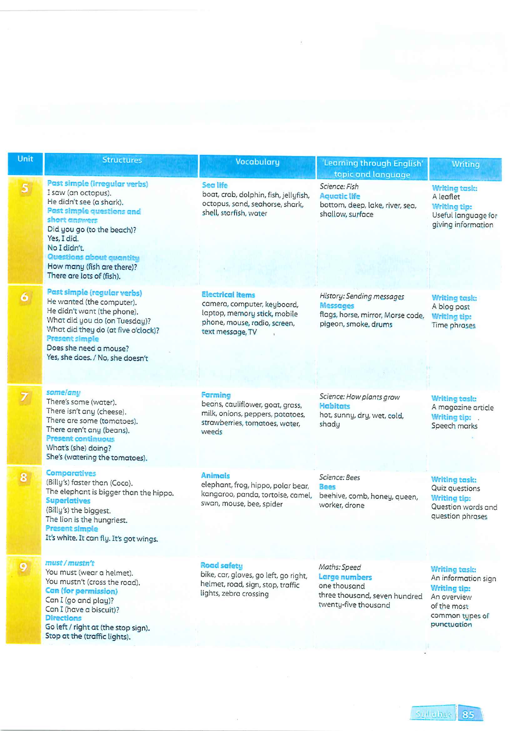| Unit | Structures | Vocabulary | 'Learning through English' topic and language | Writing |
|---|---|---|---|---|
| 5 | **Past simple (irregular verbs)**<br>I saw (an octopus).<br>He didn't see (a shark).<br>**Past simple questions and short answers**<br>Did you go (to the beach)?<br>Yes, I did.<br>No I didn't.<br>**Questions about quantity**<br>How many (fish are there)?<br>There are lots of (fish). | **Sea life**<br>boat, crab, dolphin, fish, jellyfish, octopus, sand, seahorse, shark, shell, starfish, water | *Science: Fish*<br>**Aquatic life**<br>bottom, deep, lake, river, sea, shallow, surface | **Writing task:**<br>A leaflet<br>**Writing tip:**<br>Useful language for giving information |
| 6 | **Past simple (regular verbs)**<br>He wanted (the computer).<br>He didn't want (the phone).<br>What did you do (on Tuesday)?<br>What did they do (at five o'clock)?<br>**Present simple**<br>Does she need a mouse?<br>Yes, she does. / No, she doesn't | **Electrical items**<br>camera, computer, keyboard, laptop, memory stick, mobile phone, mouse, radio, screen, text message, TV | *History: Sending messages*<br>**Messages**<br>flags, horse, mirror, Morse code, pigeon, smoke, drums | **Writing task:**<br>A blog post<br>**Writing tip:**<br>Time phrases |
| 7 | **some/any**<br>There's some (water).<br>There isn't any (cheese).<br>There are some (tomatoes).<br>There aren't any (beans).<br>**Present continuous**<br>What's (she) doing?<br>She's (watering the tomatoes). | **Farming**<br>beans, cauliflower, goat, grass, milk, onions, peppers, potatoes, strawberries, tomatoes, water, weeds | *Science: How plants grow*<br>**Habitats**<br>hot, sunny, dry, wet, cold, shady | **Writing task:**<br>A magazine article<br>**Writing tip:**<br>Speech marks |
| 8 | **Comparatives**<br>(Billy's) faster than (Coco).<br>The elephant is bigger than the hippo.<br>**Superlatives**<br>(Billy's) the biggest.<br>The lion is the hungriest.<br>**Present simple**<br>It's white. It can fly. It's got wings. | **Animals**<br>elephant, frog, hippo, polar bear, kangaroo, panda, tortoise, camel, swan, mouse, bee, spider | *Science: Bees*<br>**Bees**<br>beehive, comb, honey, queen, worker, drone | **Writing task:**<br>Quiz questions<br>**Writing tip:**<br>Question words and question phrases |
| 9 | **must / mustn't**<br>You must (wear a helmet).<br>You mustn't (cross the road).<br>**Can (for permission)**<br>Can I (go and play)?<br>Can I (have a biscuit)?<br>**Directions**<br>Go left / right at (the stop sign).<br>Stop at the (traffic lights). | **Road safety**<br>bike, car, gloves, go left, go right, helmet, road, sign, stop, traffic lights, zebra crossing | *Maths: Speed*<br>**Large numbers**<br>one thousand<br>three thousand, seven hundred<br>twenty-five thousand | **Writing task:**<br>An information sign<br>**Writing tip:**<br>An overview of the most common types of punctuation |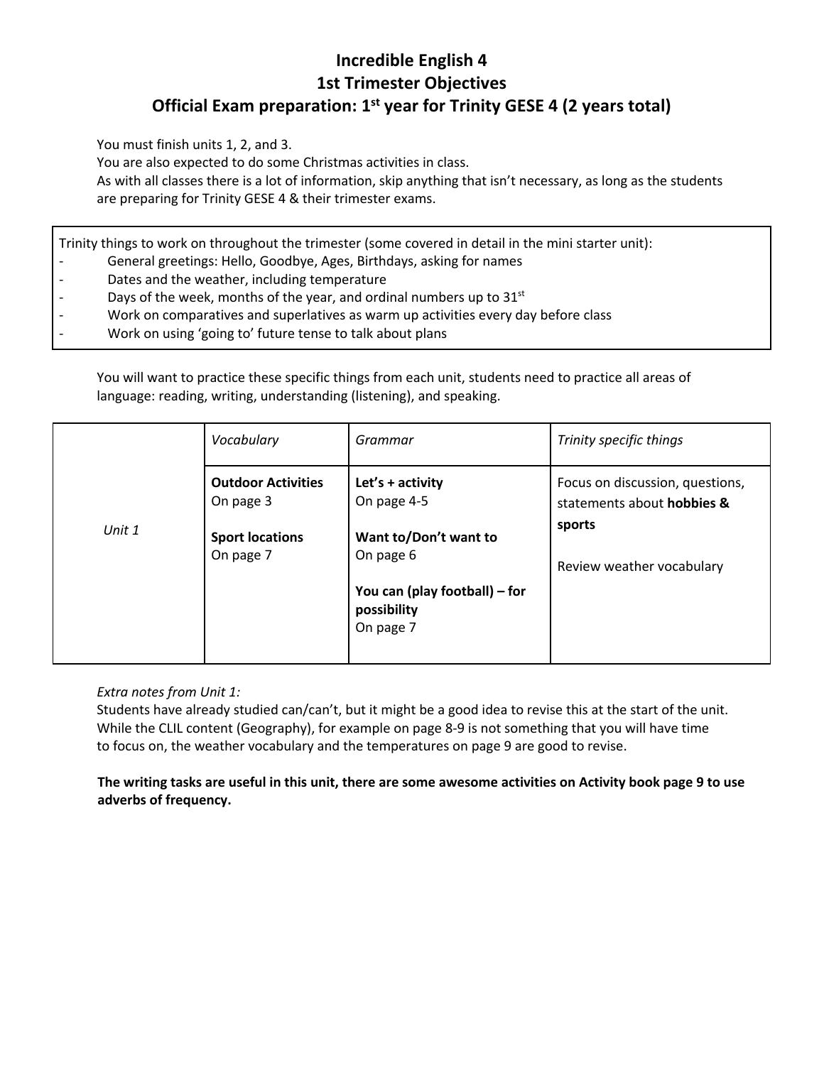# Incredible English 4
## 1st Trimester Objectives
## Official Exam preparation: 1st year for Trinity GESE 4 (2 years total)

You must finish units 1, 2, and 3.
You are also expected to do some Christmas activities in class.
As with all classes there is a lot of information, skip anything that isn't necessary, as long as the students are preparing for Trinity GESE 4 & their trimester exams.

Trinity things to work on throughout the trimester (some covered in detail in the mini starter unit):

- General greetings: Hello, Goodbye, Ages, Birthdays, asking for names
- Dates and the weather, including temperature
- Days of the week, months of the year, and ordinal numbers up to 31st
- Work on comparatives and superlatives as warm up activities every day before class
- Work on using 'going to' future tense to talk about plans

You will want to practice these specific things from each unit, students need to practice all areas of language: reading, writing, understanding (listening), and speaking.

| | *Vocabulary* | *Grammar* | *Trinity specific things* |
|---|---|---|---|
| *Unit 1* | **Outdoor Activities** On page 3<br><br>**Sport locations** On page 7 | **Let's + activity** On page 4-5<br><br>**Want to/Don't want to** On page 6<br><br>**You can (play football) – for possibility** On page 7 | Focus on discussion, questions, statements about **hobbies & sports**<br><br>Review weather vocabulary |

*Extra notes from Unit 1:*
Students have already studied can/can't, but it might be a good idea to revise this at the start of the unit. While the CLIL content (Geography), for example on page 8-9 is not something that you will have time to focus on, the weather vocabulary and the temperatures on page 9 are good to revise.

**The writing tasks are useful in this unit, there are some awesome activities on Activity book page 9 to use adverbs of frequency.**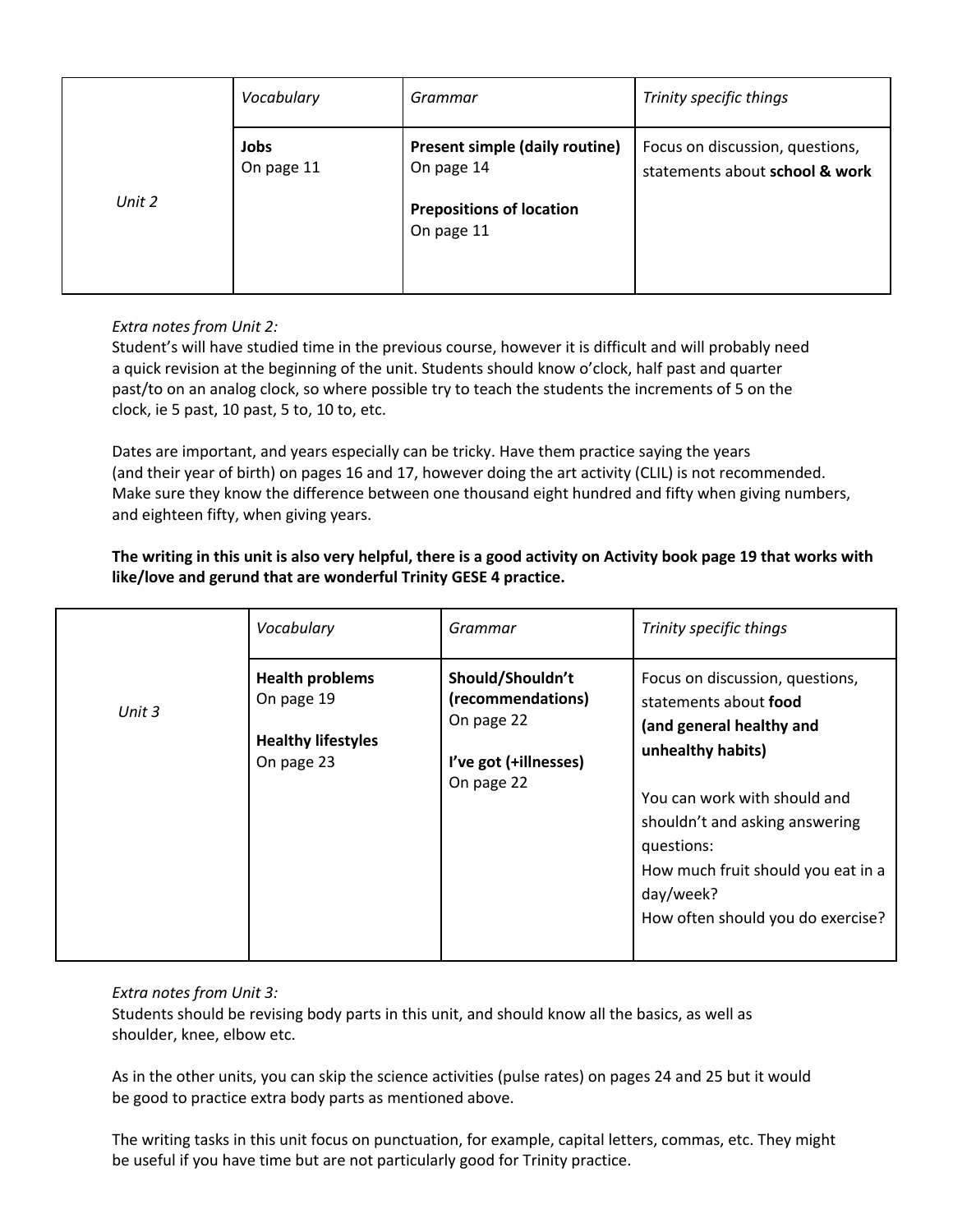| | *Vocabulary* | *Grammar* | *Trinity specific things* |
|---|---|---|---|
| *Unit 2* | **Jobs**<br>On page 11 | **Present simple (daily routine)**<br>On page 14<br><br>**Prepositions of location**<br>On page 11 | Focus on discussion, questions, statements about **school & work** |

*Extra notes from Unit 2:*
Student's will have studied time in the previous course, however it is difficult and will probably need a quick revision at the beginning of the unit. Students should know o'clock, half past and quarter past/to on an analog clock, so where possible try to teach the students the increments of 5 on the clock, ie 5 past, 10 past, 5 to, 10 to, etc.

Dates are important, and years especially can be tricky. Have them practice saying the years (and their year of birth) on pages 16 and 17, however doing the art activity (CLIL) is not recommended. Make sure they know the difference between one thousand eight hundred and fifty when giving numbers, and eighteen fifty, when giving years.

**The writing in this unit is also very helpful, there is a good activity on Activity book page 19 that works with like/love and gerund that are wonderful Trinity GESE 4 practice.**

| | *Vocabulary* | *Grammar* | *Trinity specific things* |
|---|---|---|---|
| *Unit 3* | **Health problems**<br>On page 19<br><br>**Healthy lifestyles**<br>On page 23 | **Should/Shouldn't (recommendations)**<br>On page 22<br><br>**I've got (+illnesses)**<br>On page 22 | Focus on discussion, questions, statements about **food (and general healthy and unhealthy habits)**<br><br>You can work with should and shouldn't and asking answering questions:<br>How much fruit should you eat in a day/week?<br>How often should you do exercise? |

*Extra notes from Unit 3:*
Students should be revising body parts in this unit, and should know all the basics, as well as shoulder, knee, elbow etc.

As in the other units, you can skip the science activities (pulse rates) on pages 24 and 25 but it would be good to practice extra body parts as mentioned above.

The writing tasks in this unit focus on punctuation, for example, capital letters, commas, etc. They might be useful if you have time but are not particularly good for Trinity practice.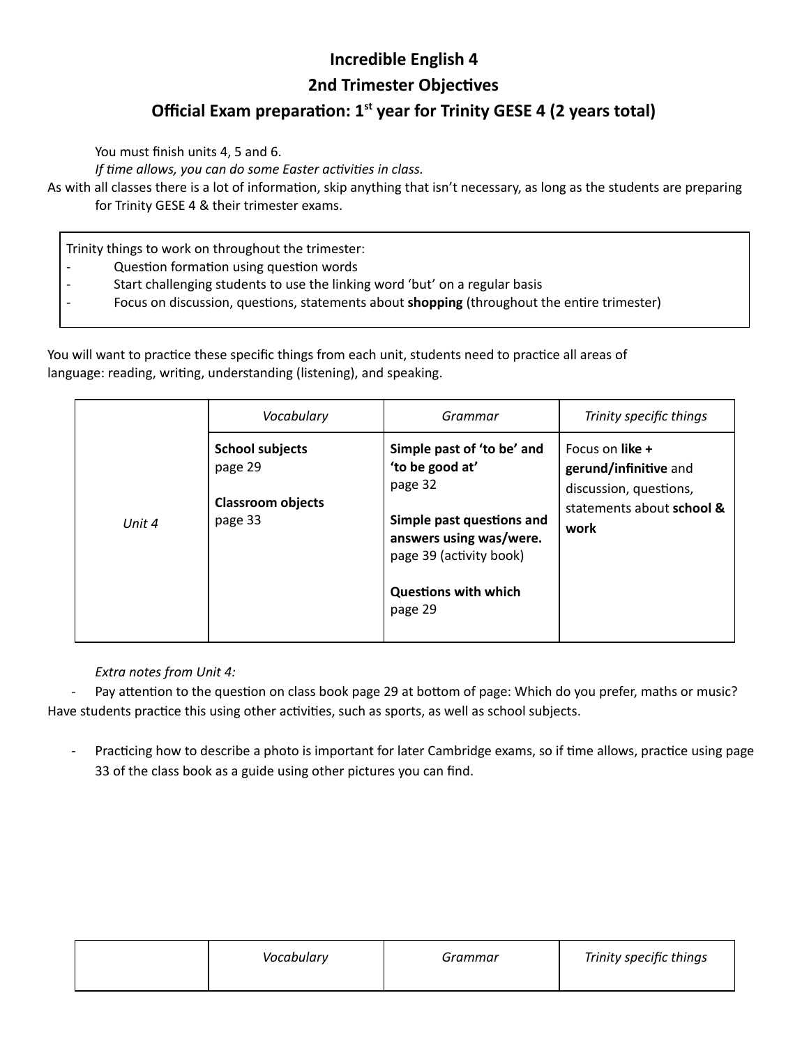# Incredible English 4

## 2nd Trimester Objectives

## Official Exam preparation: 1st year for Trinity GESE 4 (2 years total)

You must finish units 4, 5 and 6.

*If time allows, you can do some Easter activities in class.*

As with all classes there is a lot of information, skip anything that isn't necessary, as long as the students are preparing for Trinity GESE 4 & their trimester exams.

Trinity things to work on throughout the trimester:

- Question formation using question words
- Start challenging students to use the linking word 'but' on a regular basis
- Focus on discussion, questions, statements about **shopping** (throughout the entire trimester)

You will want to practice these specific things from each unit, students need to practice all areas of language: reading, writing, understanding (listening), and speaking.

| | *Vocabulary* | *Grammar* | *Trinity specific things* |
|---|---|---|---|
| *Unit 4* | **School subjects** page 29<br><br>**Classroom objects** page 33 | **Simple past of 'to be' and 'to be good at'** page 32<br><br>**Simple past questions and answers using was/were.** page 39 (activity book)<br><br>**Questions with which** page 29 | Focus on **like + gerund/infinitive** and discussion, questions, statements about **school & work** |

*Extra notes from Unit 4:*

- Pay attention to the question on class book page 29 at bottom of page: Which do you prefer, maths or music? Have students practice this using other activities, such as sports, as well as school subjects.
- Practicing how to describe a photo is important for later Cambridge exams, so if time allows, practice using page 33 of the class book as a guide using other pictures you can find.

| | *Vocabulary* | *Grammar* | *Trinity specific things* |
|---|---|---|---|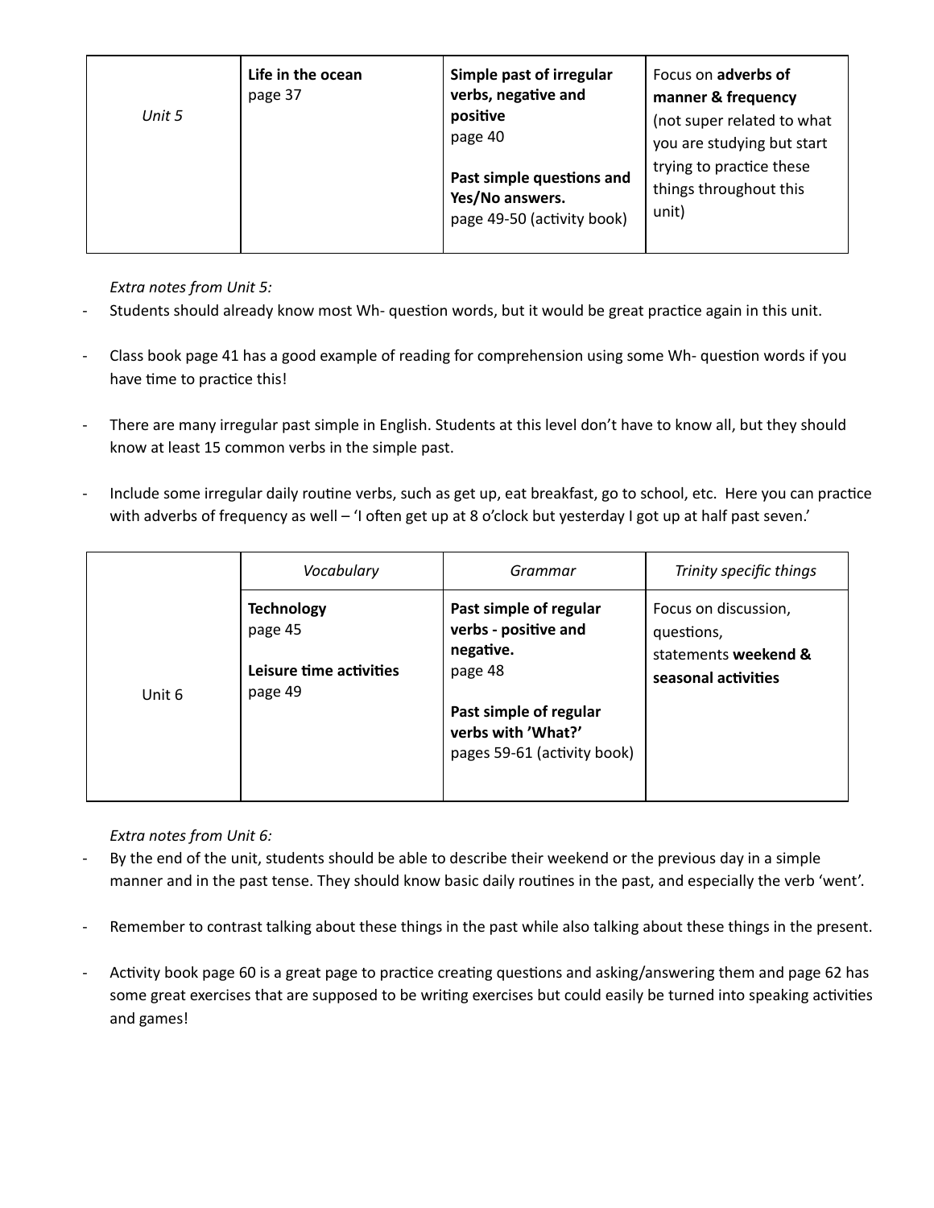| Unit 5 | **Life in the ocean**<br>page 37 | **Simple past of irregular verbs, negative and positive**<br>page 40<br><br>**Past simple questions and Yes/No answers.**<br>page 49-50 (activity book) | Focus on **adverbs of manner & frequency** (not super related to what you are studying but start trying to practice these things throughout this unit) |
|---|---|---|---|

*Extra notes from Unit 5:*

- Students should already know most Wh- question words, but it would be great practice again in this unit.
- Class book page 41 has a good example of reading for comprehension using some Wh- question words if you have time to practice this!
- There are many irregular past simple in English. Students at this level don't have to know all, but they should know at least 15 common verbs in the simple past.
- Include some irregular daily routine verbs, such as get up, eat breakfast, go to school, etc. Here you can practice with adverbs of frequency as well – 'I often get up at 8 o'clock but yesterday I got up at half past seven.'

| | *Vocabulary* | *Grammar* | *Trinity specific things* |
|---|---|---|---|
| Unit 6 | **Technology**<br>page 45<br><br>**Leisure time activities**<br>page 49 | **Past simple of regular verbs - positive and negative.**<br>page 48<br><br>**Past simple of regular verbs with 'What?'**<br>pages 59-61 (activity book) | Focus on discussion, questions, statements **weekend & seasonal activities** |

*Extra notes from Unit 6:*

- By the end of the unit, students should be able to describe their weekend or the previous day in a simple manner and in the past tense. They should know basic daily routines in the past, and especially the verb 'went'.
- Remember to contrast talking about these things in the past while also talking about these things in the present.
- Activity book page 60 is a great page to practice creating questions and asking/answering them and page 62 has some great exercises that are supposed to be writing exercises but could easily be turned into speaking activities and games!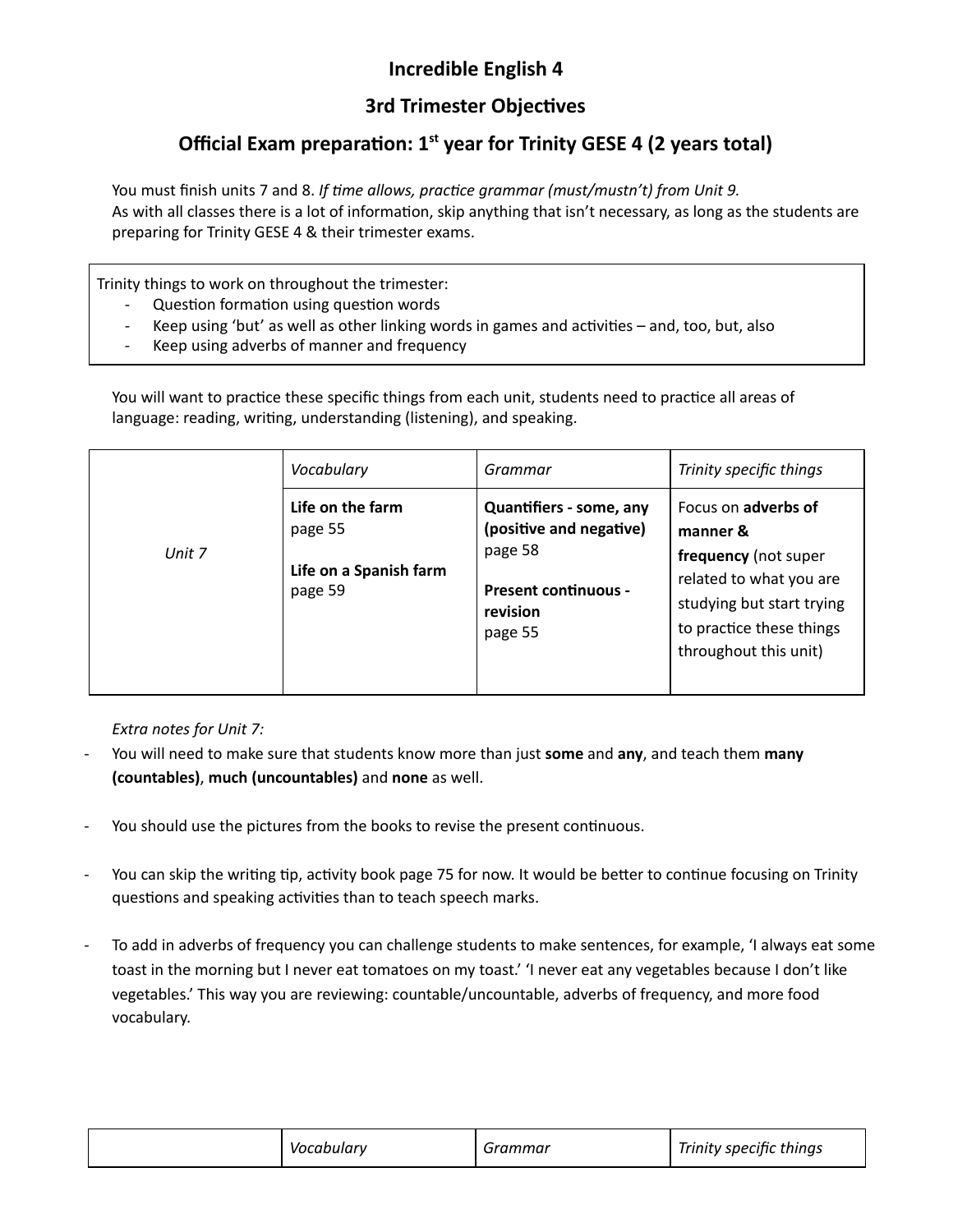# Incredible English 4

## 3rd Trimester Objectives

## Official Exam preparation: 1st year for Trinity GESE 4 (2 years total)

You must finish units 7 and 8. *If time allows, practice grammar (must/mustn't) from Unit 9.*
As with all classes there is a lot of information, skip anything that isn't necessary, as long as the students are preparing for Trinity GESE 4 & their trimester exams.

Trinity things to work on throughout the trimester:

- Question formation using question words
- Keep using 'but' as well as other linking words in games and activities – and, too, but, also
- Keep using adverbs of manner and frequency

You will want to practice these specific things from each unit, students need to practice all areas of language: reading, writing, understanding (listening), and speaking.

| | *Vocabulary* | *Grammar* | *Trinity specific things* |
|---|---|---|---|
| *Unit 7* | **Life on the farm** page 55<br><br>**Life on a Spanish farm** page 59 | **Quantifiers - some, any (positive and negative)** page 58<br><br>**Present continuous - revision** page 55 | Focus on **adverbs of manner & frequency** (not super related to what you are studying but start trying to practice these things throughout this unit) |

*Extra notes for Unit 7:*

- You will need to make sure that students know more than just **some** and **any**, and teach them **many (countables)**, **much (uncountables)** and **none** as well.
- You should use the pictures from the books to revise the present continuous.
- You can skip the writing tip, activity book page 75 for now. It would be better to continue focusing on Trinity questions and speaking activities than to teach speech marks.
- To add in adverbs of frequency you can challenge students to make sentences, for example, 'I always eat some toast in the morning but I never eat tomatoes on my toast.' 'I never eat any vegetables because I don't like vegetables.' This way you are reviewing: countable/uncountable, adverbs of frequency, and more food vocabulary.

| | *Vocabulary* | *Grammar* | *Trinity specific things* |
|---|---|---|---|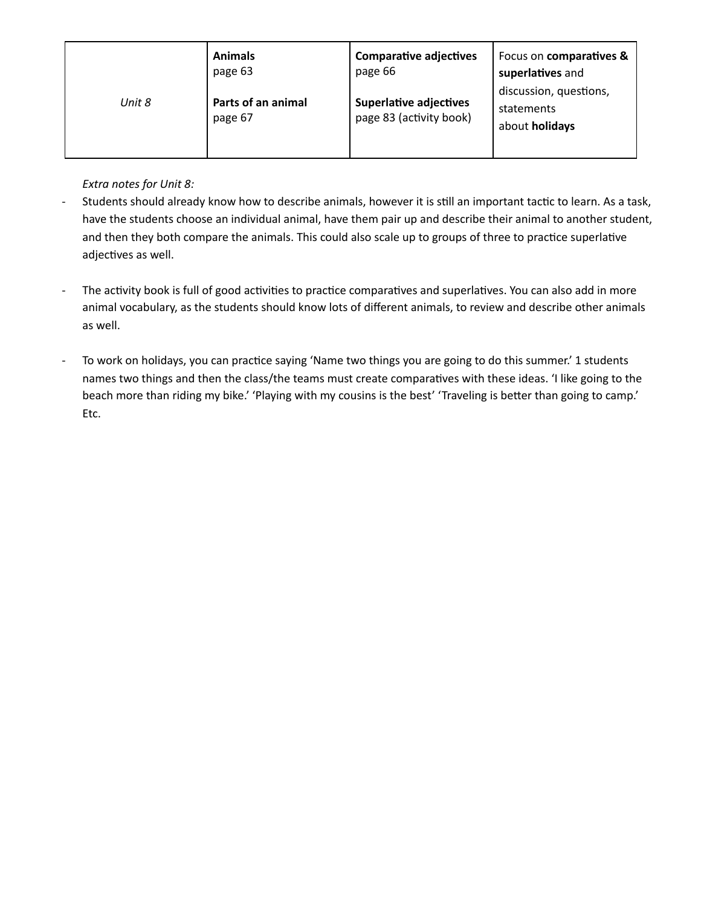| | | | |
|---|---|---|---|
| *Unit 8* | **Animals**<br>page 63<br><br>**Parts of an animal**<br>page 67 | **Comparative adjectives**<br>page 66<br><br>**Superlative adjectives**<br>page 83 (activity book) | Focus on **comparatives & superlatives** and discussion, questions, statements about **holidays** |

*Extra notes for Unit 8:*

- Students should already know how to describe animals, however it is still an important tactic to learn. As a task, have the students choose an individual animal, have them pair up and describe their animal to another student, and then they both compare the animals. This could also scale up to groups of three to practice superlative adjectives as well.

- The activity book is full of good activities to practice comparatives and superlatives. You can also add in more animal vocabulary, as the students should know lots of different animals, to review and describe other animals as well.

- To work on holidays, you can practice saying 'Name two things you are going to do this summer.' 1 students names two things and then the class/the teams must create comparatives with these ideas. 'I like going to the beach more than riding my bike.' 'Playing with my cousins is the best' 'Traveling is better than going to camp.' Etc.